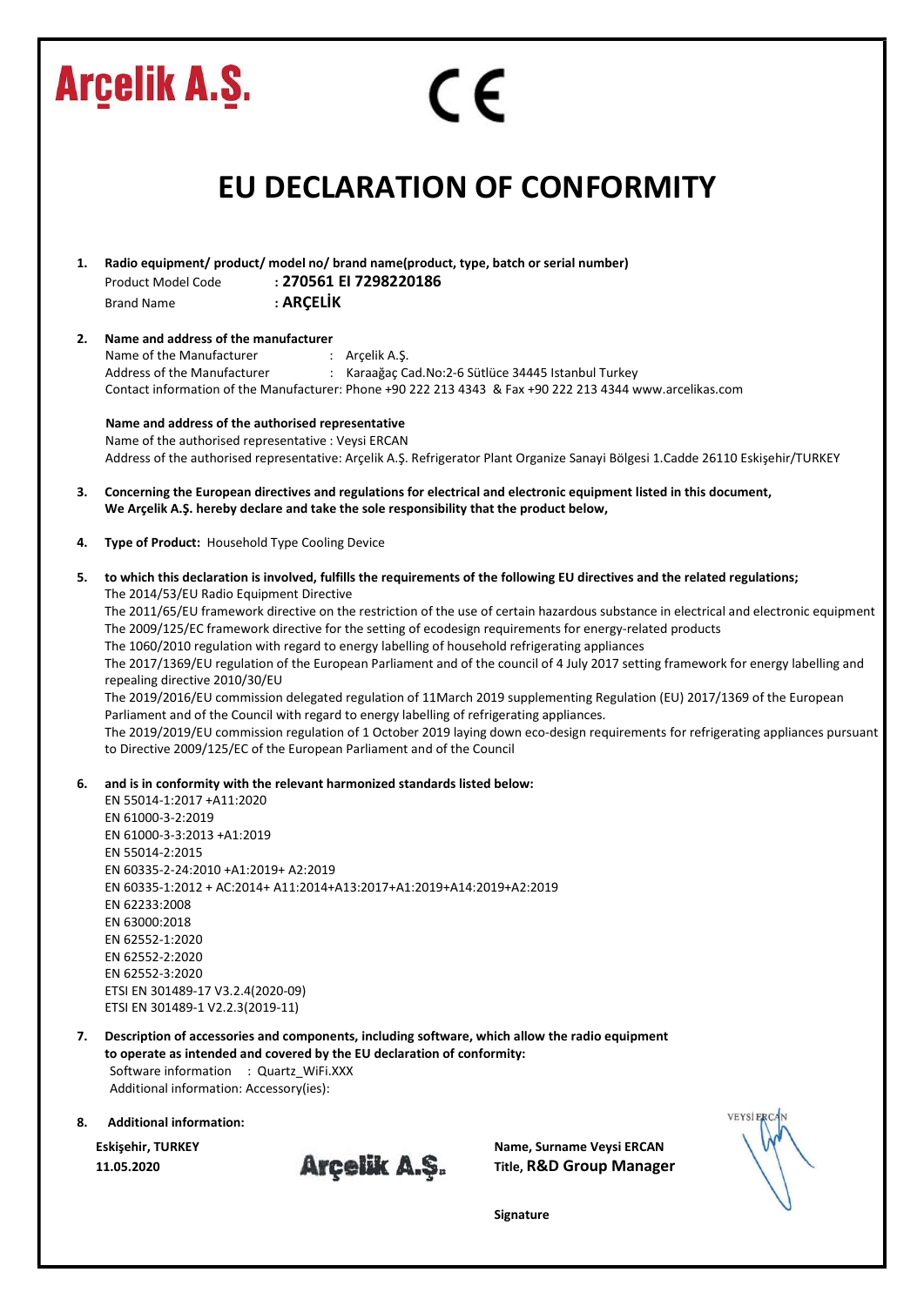Arçelik A.Ş.

CE

# EU DECLARATION OF CONFORMITY

1. **Radio equipment/ product/ model no/ brand name(product, type, batch or serial number)**
   Product Model Code : **270561 EI 7298220186**
   Brand Name : **ARÇELİK**

2. **Name and address of the manufacturer**
   Name of the Manufacturer : Arçelik A.Ş.
   Address of the Manufacturer : Karaağaç Cad.No:2-6 Sütlüce 34445 Istanbul Turkey
   Contact information of the Manufacturer: Phone +90 222 213 4343 & Fax +90 222 213 4344 www.arcelikas.com

   **Name and address of the authorised representative**
   Name of the authorised representative : Veysi ERCAN
   Address of the authorised representative: Arçelik A.Ş. Refrigerator Plant Organize Sanayi Bölgesi 1.Cadde 26110 Eskişehir/TURKEY

3. **Concerning the European directives and regulations for electrical and electronic equipment listed in this document, We Arçelik A.Ş. hereby declare and take the sole responsibility that the product below,**

4. **Type of Product:** Household Type Cooling Device

5. **to which this declaration is involved, fulfills the requirements of the following EU directives and the related regulations;**
   The 2014/53/EU Radio Equipment Directive
   The 2011/65/EU framework directive on the restriction of the use of certain hazardous substance in electrical and electronic equipment
   The 2009/125/EC framework directive for the setting of ecodesign requirements for energy-related products
   The 1060/2010 regulation with regard to energy labelling of household refrigerating appliances
   The 2017/1369/EU regulation of the European Parliament and of the council of 4 July 2017 setting framework for energy labelling and repealing directive 2010/30/EU
   The 2019/2016/EU commission delegated regulation of 11March 2019 supplementing Regulation (EU) 2017/1369 of the European Parliament and of the Council with regard to energy labelling of refrigerating appliances.
   The 2019/2019/EU commission regulation of 1 October 2019 laying down eco-design requirements for refrigerating appliances pursuant to Directive 2009/125/EC of the European Parliament and of the Council

6. **and is in conformity with the relevant harmonized standards listed below:**
   EN 55014-1:2017 +A11:2020
   EN 61000-3-2:2019
   EN 61000-3-3:2013 +A1:2019
   EN 55014-2:2015
   EN 60335-2-24:2010 +A1:2019+ A2:2019
   EN 60335-1:2012 + AC:2014+ A11:2014+A13:2017+A1:2019+A14:2019+A2:2019
   EN 62233:2008
   EN 63000:2018
   EN 62552-1:2020
   EN 62552-2:2020
   EN 62552-3:2020
   ETSI EN 301489-17 V3.2.4(2020-09)
   ETSI EN 301489-1 V2.2.3(2019-11)

7. **Description of accessories and components, including software, which allow the radio equipment to operate as intended and covered by the EU declaration of conformity:**
   Software information : Quartz_WiFi.XXX
   Additional information: Accessory(ies):

8. **Additional information:**

**Eskişehir, TURKEY**
**11.05.2020**

Arçelik A.Ş.

**Name, Surname Veysi ERCAN**
**Title, R&D Group Manager**

VEYSİ ERCAN

**Signature**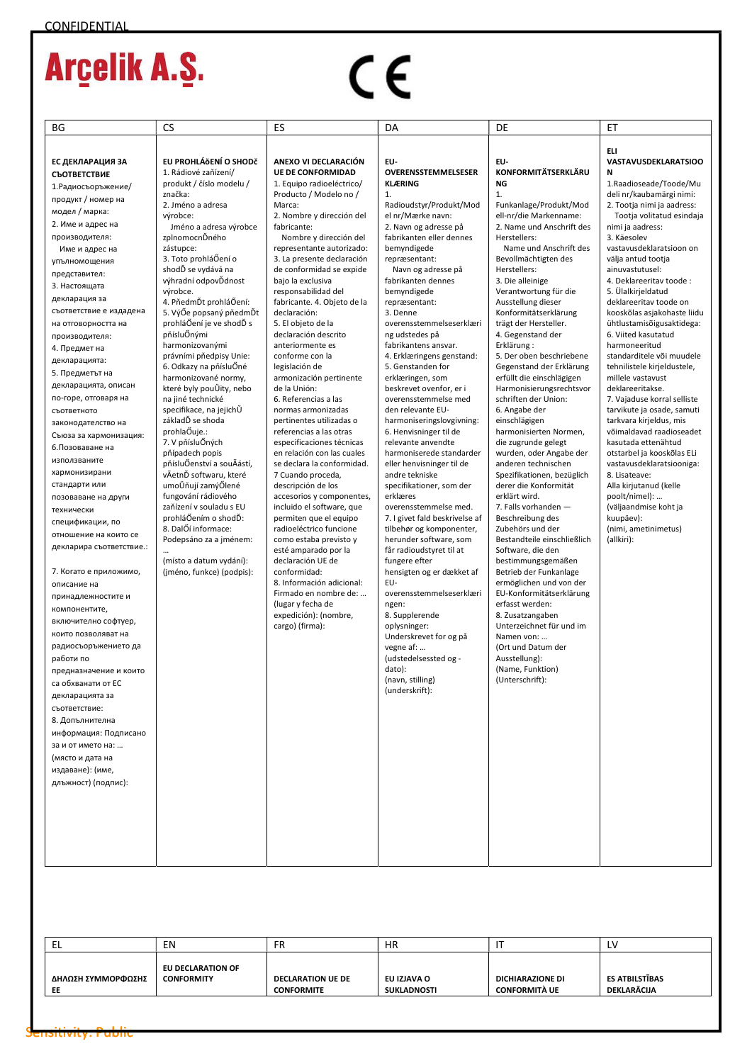CONFIDENTIAL

# Arçelik A.Ş.

CE

| BG | CS | ES | DA | DE | ET |
|---|---|---|---|---|---|
| **ЕС ДЕКЛАРАЦИЯ ЗА СЪОТВЕТСТВИЕ**<br>1.Радиосъоръжение/ продукт / номер на модел / марка:<br>2. Име и адрес на производителя:<br>Име и адрес на упълномощения представител:<br>3. Настоящата декларация за съответствие е издадена на отговорността на производителя:<br>4. Предмет на декларацията:<br>5. Предметът на декларацията, описан по-горе, отговаря на съответното законодателство на Съюза за хармонизация:<br>6.Позоваване на използваните хармонизирани стандарти или позоваване на други технически спецификации, по отношение на които се декларира съответствие.: …<br>7. Когато е приложимо, описание на принадлежностите и компонентите, включително софтуер, които позволяват на радиосъоръжението да работи по предназначение и които са обхванати от ЕС декларацията за съответствие:<br>8. Допълнителна информация: Подписано за и от името на: …<br>(място и дата на издаване): (име, длъжност) (подпис): | **EU PROHLÁšENÍ O SHODĕ**<br>1. Rádiové zařízení/ produkt / číslo modelu / značka:<br>2. Jméno a adresa výrobce:<br>Jméno a adresa výrobce zplnomocnĎného zástupce:<br>3. Toto prohláŎení o shodĎ se vydává na výhradní odpovĎdnost výrobce.<br>4. PředmĎt prohláŎení:<br>5. VýŎe popsaný předmĎt prohláŎení je ve shodĎ s přísluŎnými harmonizovanými právními předpisy Unie:<br>6. Odkazy na přísluŎné harmonizované normy, které byly pouŬity, nebo na jiné technické specifikace, na jejichŬ základĎ se shoda prohlaŬuje.:<br>7. V přísluŎných případech popis přísluŎenství a souĂástí, vĂetnĎ softwaru, které umoŬňují zamýŎlené fungování rádiového zařízení v souladu s EU prohláŎením o shodĎ:<br>8. DalŎí informace:<br>Podepsáno za a jménem: …<br>(místo a datum vydání):<br>(jméno, funkce) (podpis): | **ANEXO VI DECLARACIÓN UE DE CONFORMIDAD**<br>1. Equipo radioeléctrico/ Producto / Modelo no / Marca:<br>2. Nombre y dirección del fabricante:<br>Nombre y dirección del representante autorizado:<br>3. La presente declaración de conformidad se expide bajo la exclusiva responsabilidad del fabricante. 4. Objeto de la declaración:<br>5. El objeto de la declaración descrito anteriormente es conforme con la legislación de armonización pertinente de la Unión:<br>6. Referencias a las normas armonizadas pertinentes utilizadas o referencias a las otras especificaciones técnicas en relación con las cuales se declara la conformidad.<br>7 Cuando proceda, descripción de los accesorios y componentes, incluido el software, que permiten que el equipo radioeléctrico funcione como estaba previsto y esté amparado por la declaración UE de conformidad:<br>8. Información adicional:<br>Firmado en nombre de: …<br>(lugar y fecha de expedición): (nombre, cargo) (firma): | **EU-OVERENSSTEMMELSESERKLÆRING**<br>1. Radioudstyr/Produkt/Model nr/Mærke navn:<br>2. Navn og adresse på fabrikanten eller dennes bemyndigede repræsentant:<br>Navn og adresse på fabrikanten dennes bemyndigede repræsentant:<br>3. Denne overensstemmelseserklæring udstedes på fabrikantens ansvar.<br>4. Erklæringens genstand:<br>5. Genstanden for erklæringen, som beskrevet ovenfor, er i overensstemmelse med den relevante EU-harmoniseringslovgivning:<br>6. Henvisninger til de relevante anvendte harmoniserede standarder eller henvisninger til de andre tekniske specifikationer, som der erklæres overensstemmelse med.<br>7. I givet fald beskrivelse af tilbehør og komponenter, herunder software, som får radioudstyret til at fungere efter hensigten og er dækket af EU-overensstemmelseserklæringen:<br>8. Supplerende oplysninger:<br>Underskrevet for og på vegne af: …<br>(udstedelsessted og -dato):<br>(navn, stilling) (underskrift): | **EU-KONFORMITÄTSERKLÄRUNG**<br>1. Funkanlage/Produkt/Modell-nr/die Markenname:<br>2. Name und Anschrift des Herstellers:<br>Name und Anschrift des Bevollmächtigten des Herstellers:<br>3. Die alleinige Verantwortung für die Ausstellung dieser Konformitätserklärung trägt der Hersteller.<br>4. Gegenstand der Erklärung :<br>5. Der oben beschriebene Gegenstand der Erklärung erfüllt die einschlägigen Harmonisierungsrechtsvorschriften der Union:<br>6. Angabe der einschlägigen harmonisierten Normen, die zugrunde gelegt wurden, oder Angabe der anderen technischen Spezifikationen, bezüglich derer die Konformität erklärt wird.<br>7. Falls vorhanden — Beschreibung des Zubehörs und der Bestandteile einschließlich Software, die den bestimmungsgemäßen Betrieb der Funkanlage ermöglichen und von der EU-Konformitätserklärung erfasst werden:<br>8. Zusatzangaben<br>Unterzeichnet für und im Namen von: …<br>(Ort und Datum der Ausstellung):<br>(Name, Funktion) (Unterschrift): | **ELI VASTAVUSDEKLARATSIOON**<br>1.Raadioseade/Toode/Mudeli nr/kaubamärgi nimi:<br>2. Tootja nimi ja aadress:<br>Tootja volitatud esindaja nimi ja aadress:<br>3. Käesolev vastavusdeklaratsioon on välja antud tootja ainuvastutusel:<br>4. Deklareeritav toode :<br>5. Ülalkirjeldatud deklareeritav toode on kooskõlas asjakohaste liidu ühtlustamisõigusaktidega:<br>6. Viited kasutatud harmoneeritud standarditele või muudele tehnilistele kirjeldustele, millele vastavust deklareeritakse.<br>7. Vajaduse korral selliste tarvikute ja osade, samuti tarkvara kirjeldus, mis võimaldavad raadioseadet kasutada ettenähtud otstarbel ja kooskõlas ELi vastavusdeklaratsiooniga:<br>8. Lisateave:<br>Alla kirjutanud (kelle poolt/nimel): …<br>(väljaandmise koht ja kuupäev):<br>(nimi, ametinimetus)<br>(allkiri): |

| EL | EN | FR | HR | IT | LV |
|---|---|---|---|---|---|
| **ΔΗΛΩΣΗ ΣΥΜΜΟΡΦΩΣΗΣ ΕΕ** | **EU DECLARATION OF CONFORMITY** | **DECLARATION UE DE CONFORMITE** | **EU IZJAVA O SUKLADNOSTI** | **DICHIARAZIONE DI CONFORMITÀ UE** | **ES ATBILSTĪBAS DEKLARĀCIJA** |

Sensitivity: Public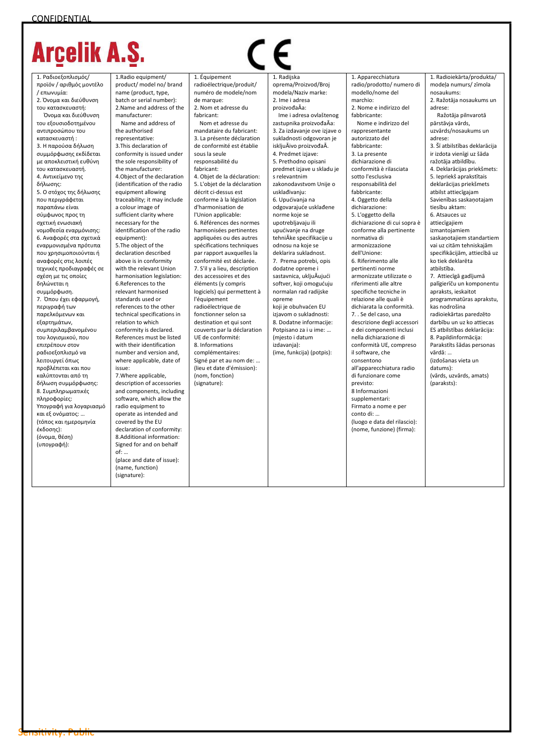CONFIDENTIAL

**Arçelik A.Ş.**

CE

| 1. Ραδιοεξοπλισμός/ προϊόν / αριθμός μοντέλο / επωνυμία:<br>2. Όνομα και διεύθυνση του κατασκευαστή:<br>Όνομα και διεύθυνση του εξουσιοδοτημένου αντιπροσώπου του κατασκευαστή :<br>3. Η παρούσα δήλωση συμμόρφωσης εκδίδεται με αποκλειστική ευθύνη του κατασκευαστή.<br>4. Αντικείμενο της δήλωσης:<br>5. Ο στόχος της δήλωσης που περιγράφεται παραπάνω είναι σύμφωνος προς τη σχετική ενωσιακή νομοθεσία εναρμόνισης:<br>6. Αναφορές στα σχετικά εναρμονισμένα πρότυπα που χρησιμοποιούνται ή αναφορές στις λοιπές τεχνικές προδιαγραφές σε σχέση με τις οποίες δηλώνεται η συμμόρφωση.<br>7. Όπου έχει εφαρμογή, περιγραφή των παρελκόμενων και εξαρτημάτων, συμπεριλαμβανομένου του λογισμικού, που επιτρέπουν στον ραδιοεξοπλισμό να λειτουργεί όπως προβλέπεται και που καλύπτονται από τη δήλωση συμμόρφωσης:<br>8. Συμπληρωματικές πληροφορίες:<br>Υπογραφή για λογαριασμό και εξ ονόματος: …<br>(τόπος και ημερομηνία έκδοσης):<br>(όνομα, θέση)<br>(υπογραφή): | 1.Radio equipment/ product/ model no/ brand name (product, type, batch or serial number):<br>2.Name and address of the manufacturer:<br>Name and address of the authorised representative:<br>3.This declaration of conformity is issued under the sole responsibility of the manufacturer:<br>4.Object of the declaration (identification of the radio equipment allowing traceability; it may include a colour image of sufficient clarity where necessary for the identification of the radio equipment):<br>5.The object of the declaration described above is in conformity with the relevant Union harmonisation legislation:<br>6.References to the relevant harmonised standards used or references to the other technical specifications in relation to which conformity is declared. References must be listed with their identification number and version and, where applicable, date of issue:<br>7.Where applicable, description of accessories and components, including software, which allow the radio equipment to operate as intended and covered by the EU declaration of conformity:<br>8.Additional information:<br>Signed for and on behalf of: …<br>(place and date of issue):<br>(name, function)<br>(signature): | 1. Équipement radioélectrique/produit/ numéro de modele/nom de marque:<br>2. Nom et adresse du fabricant:<br>Nom et adresse du mandataire du fabricant:<br>3. La présente déclaration de conformité est établie sous la seule responsabilité du fabricant:<br>4. Objet de la déclaration:<br>5. L'objet de la déclaration décrit ci-dessus est conforme à la législation d'harmonisation de l'Union applicable:<br>6. Références des normes harmonisées pertinentes appliquées ou des autres spécifications techniques par rapport auxquelles la conformité est déclarée.<br>7. S'il y a lieu, description des accessoires et des éléments (y compris logiciels) qui permettent à l'équipement radioélectrique de fonctionner selon sa destination et qui sont couverts par la déclaration UE de conformité:<br>8. Informations complémentaires:<br>Signé par et au nom de: …<br>(lieu et date d'émission):<br>(nom, fonction)<br>(signature): | 1. Radijska oprema/Proizvod/Broj modela/Naziv marke:<br>2. Ime i adresa proizvođaÄa:<br>Ime i adresa ovlaštenog zastupnika proizvođaÄa:<br>3. Za izdavanje ove izjave o sukladnosti odgovoran je iskljuÄivo proizvođaÄ.<br>4. Predmet izjave:<br>5. Prethodno opisani predmet izjave u skladu je s relevantnim zakonodavstvom Unije o usklađivanju:<br>6. Upućivanja na odgovarajuće usklađene norme koje se upotrebljavaju ili upućivanje na druge tehniÄke specifikacije u odnosu na koje se deklarira sukladnost.<br>7. Prema potrebi, opis dodatne opreme i sastavnica, ukljuÄujući softver, koji omogućuju normalan rad radijske opreme koji je obuhvaćen EU izjavom o sukladnosti:<br>8. Dodatne informacije:<br>Potpisano za i u ime: …<br>(mjesto i datum izdavanja):<br>(ime, funkcija) (potpis): | 1. Apparecchiatura radio/prodotto/ numero di modello/nome del marchio:<br>2. Nome e indirizzo del fabbricante:<br>Nome e indirizzo del rappresentante autorizzato del fabbricante:<br>3. La presente dichiarazione di conformità è rilasciata sotto l'esclusiva responsabilità del fabbricante:<br>4. Oggetto della dichiarazione:<br>5. L'oggetto della dichiarazione di cui sopra è conforme alla pertinente normativa di armonizzazione dell'Unione:<br>6. Riferimento alle pertinenti norme armonizzate utilizzate o riferimenti alle altre specifiche tecniche in relazione alle quali è dichiarata la conformità.<br>7. . Se del caso, una descrizione degli accessori e dei componenti inclusi nella dichiarazione di conformità UE, compreso il software, che consentono all'apparecchiatura radio di funzionare come previsto:<br>8 Informazioni supplementari:<br>Firmato a nome e per conto di: …<br>(luogo e data del rilascio):<br>(nome, funzione) (firma): | 1. Radioiekārta/produkta/ modeļa numurs/ zīmola nosaukums:<br>2. Ražotāja nosaukums un adrese:<br>Ražotāja pilnvarotā pārstāvja vārds, uzvārds/nosaukums un adrese:<br>3. Šī atbilstības deklarācija ir izdota vienīgi uz šāda ražotāja atbildību.<br>4. Deklarācijas priekšmets:<br>5. Iepriekš aprakstītais deklarācijas priekšmets atbilst attiecīgajam Savienības saskaņotajam tiesību aktam:<br>6. Atsauces uz attiecīgajiem izmantojamiem saskaņotajiem standartiem vai uz citām tehniskajām specifikācijām, attiecībā uz ko tiek deklarēta atbilstība.<br>7. Attiecīgā gadījumā palīgierīču un komponentu apraksts, ieskaitot programmatūras aprakstu, kas nodrošina radioiekārtas paredzēto darbību un ko attiecas ES atbilstības deklarācija:<br>8. Papildinformācija:<br>Parakstīts šādas personas vārdā: …<br>(izdošanas vieta un datums):<br>(vārds, uzvārds, amats)<br>(paraksts): |
|---|---|---|---|---|---|

Sensitivity: Public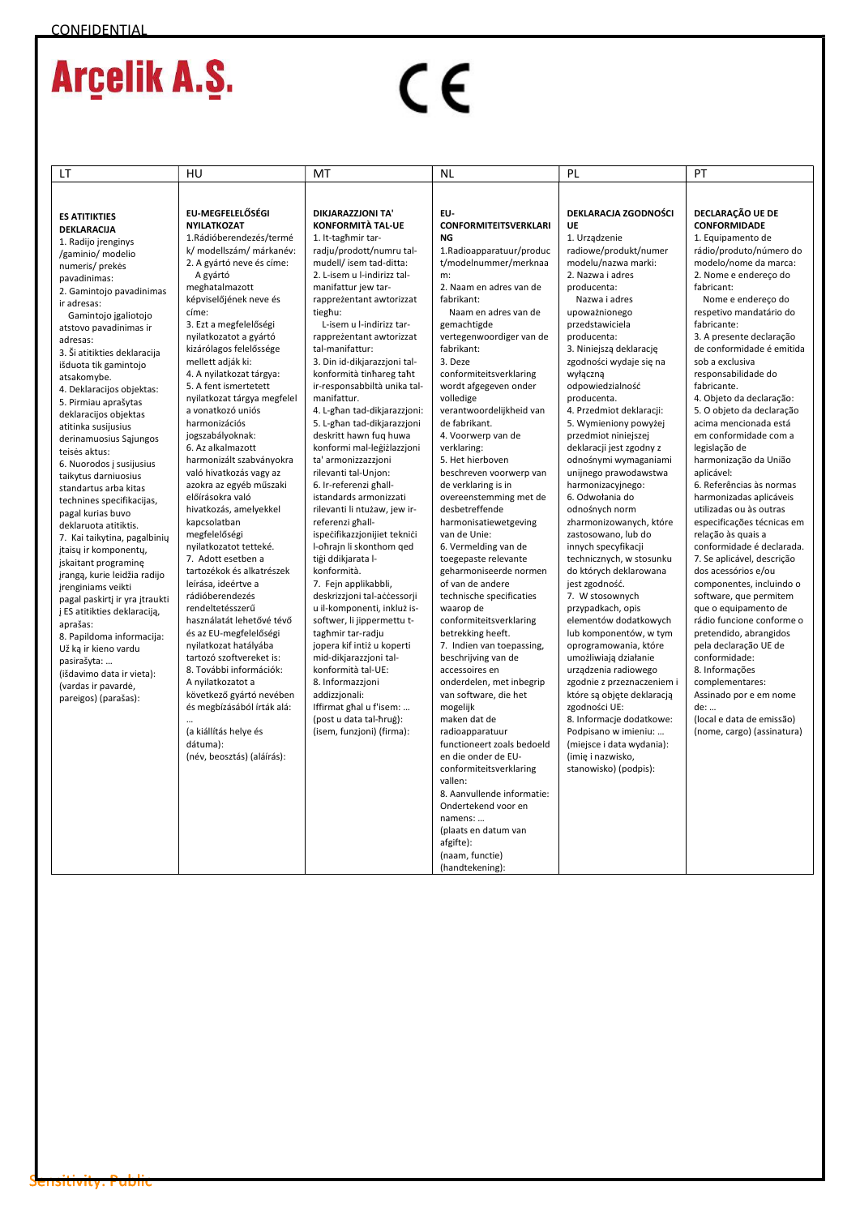CONFIDENTIAL

Arçelik A.Ş.

CE

| LT | HU | MT | NL | PL | PT |
|---|---|---|---|---|---|
| **ES ATITIKTIES DEKLARACIJA**<br>1. Radijo įrenginys /gaminio/ modelio numeris/ prekės pavadinimas:<br>2. Gamintojo pavadinimas ir adresas:<br>Gamintojo įgaliotojo atstovo pavadinimas ir adresas:<br>3. Ši atitikties deklaracija išduota tik gamintojo atsakomybe.<br>4. Deklaracijos objektas:<br>5. Pirmiau aprašytas deklaracijos objektas atitinka susijusius derinamuosius Sąjungos teisės aktus:<br>6. Nuorodos į susijusius taikytus darniuosius standartus arba kitas technines specifikacijas, pagal kurias buvo deklaruota atitiktis.<br>7. Kai taikytina, pagalbinių įtaisų ir komponentų, įskaitant programinę įrangą, kurie leidžia radijo įrenginiams veikti pagal paskirtį ir yra įtraukti į ES atitikties deklaraciją, aprašas:<br>8. Papildoma informacija: Už ką ir kieno vardu pasirašyta: …<br>(išdavimo data ir vieta):<br>(vardas ir pavardė, pareigos) (parašas): | **EU-MEGFELELŐSÉGI NYILATKOZAT**<br>1.Rádióberendezés/termék/ modellszám/ márkanév:<br>2. A gyártó neve és címe:<br>A gyártó meghatalmazott képviselőjének neve és címe:<br>3. Ezt a megfelelőségi nyilatkozatot a gyártó kizárólagos felelőssége mellett adják ki:<br>4. A nyilatkozat tárgya:<br>5. A fent ismertetett nyilatkozat tárgya megfelel a vonatkozó uniós harmonizációs jogszabályoknak:<br>6. Az alkalmazott harmonizált szabványokra való hivatkozás vagy az azokra az egyéb műszaki előírásokra való hivatkozás, amelyekkel kapcsolatban megfelelőségi nyilatkozatot tetteké.<br>7. Adott esetben a tartozékok és alkatrészek leírása, ideértve a rádióberendezés rendeltetésszerű használatát lehetővé tévő és az EU-megfelelőségi nyilatkozat hatályába tartozó szoftvereket is:<br>8. További információk: A nyilatkozatot a következő gyártó nevében és megbízásából írták alá: …<br>(a kiállítás helye és dátuma):<br>(név, beosztás) (aláírás): | **DIKJARAZZJONI TA' KONFORMITÀ TAL-UE**<br>1. It-tagħmir tar-radju/prodott/numru tal-mudell/ isem tad-ditta:<br>2. L-isem u l-indirizz tal-manifattur jew tar-rappreżentant awtorizzat tiegħu:<br>L-isem u l-indirizz tar-rappreżentant awtorizzat tal-manifattur:<br>3. Din id-dikjarazzjoni tal-konformità tinħareg taħt ir-responsabbiltà unika tal-manifattur.<br>4. L-għan tad-dikjarazzjoni:<br>5. L-għan tad-dikjarazzjoni deskritt hawn fuq huwa konformi mal-leġiżlazzjoni ta' armonizzazzjoni rilevanti tal-Unjon:<br>6. Ir-referenzi għall-istandards armonizzati rilevanti li ntużaw, jew ir-referenzi għall-ispeċifikazzjonijiet tekniċi l-oħrajn li skonthom qed tiġi ddikjarata l-konformità.<br>7. Fejn applikabbli, deskrizzjoni tal-aċċessorji u il-komponenti, inkluż is-softwer, li jippermettu t-tagħmir tar-radju jopera kif intiż u koperti mid-dikjarazzjoni tal-konformità tal-UE:<br>8. Informazzjoni addizzjonali:<br>Iffirmat għal u f'isem: …<br>(post u data tal-ħruġ):<br>(isem, funzjoni) (firma): | **EU-CONFORMITEITSVERKLARING**<br>1.Radioapparatuur/product/modelnummer/merknaam:<br>2. Naam en adres van de fabrikant:<br>Naam en adres van de gemachtigde vertegenwoordiger van de fabrikant:<br>3. Deze conformiteitsverklaring wordt afgegeven onder volledige verantwoordelijkheid van de fabrikant.<br>4. Voorwerp van de verklaring:<br>5. Het hierboven beschreven voorwerp van de verklaring is in overeenstemming met de desbetreffende harmonisatiewetgeving van de Unie:<br>6. Vermelding van de toegepaste relevante geharmoniseerde normen of van de andere technische specificaties waarop de conformiteitsverklaring betrekking heeft.<br>7. Indien van toepassing, beschrijving van de accessoires en onderdelen, met inbegrip van software, die het mogelijk maken dat de radioapparatuur functioneert zoals bedoeld en die onder de EU-conformiteitsverklaring vallen:<br>8. Aanvullende informatie: Ondertekend voor en namens: …<br>(plaats en datum van afgifte):<br>(naam, functie) (handtekening): | **DEKLARACJA ZGODNOŚCI UE**<br>1. Urządzenie radiowe/produkt/numer modelu/nazwa marki:<br>2. Nazwa i adres producenta:<br>Nazwa i adres upoważnionego przedstawiciela producenta:<br>3. Niniejszą deklarację zgodności wydaje się na wyłączną odpowiedzialność producenta.<br>4. Przedmiot deklaracji:<br>5. Wymieniony powyżej przedmiot niniejszej deklaracji jest zgodny z odnośnymi wymaganiami unijnego prawodawstwa harmonizacyjnego:<br>6. Odwołania do odnośnych norm zharmonizowanych, które zastosowano, lub do innych specyfikacji technicznych, w stosunku do których deklarowana jest zgodność.<br>7. W stosownych przypadkach, opis elementów dodatkowych lub komponentów, w tym oprogramowania, które umożliwiają działanie urządzenia radiowego zgodnie z przeznaczeniem i które są objęte deklaracją zgodności UE:<br>8. Informacje dodatkowe: Podpisano w imieniu: …<br>(miejsce i data wydania):<br>(imię i nazwisko, stanowisko) (podpis): | **DECLARAÇÃO UE DE CONFORMIDADE**<br>1. Equipamento de rádio/produto/número do modelo/nome da marca:<br>2. Nome e endereço do fabricant:<br>Nome e endereço do respetivo mandatário do fabricante:<br>3. A presente declaração de conformidade é emitida sob a exclusiva responsabilidade do fabricante.<br>4. Objeto da declaração:<br>5. O objeto da declaração acima mencionada está em conformidade com a legislação de harmonização da União aplicável:<br>6. Referências às normas harmonizadas aplicáveis utilizadas ou às outras especificações técnicas em relação às quais a conformidade é declarada.<br>7. Se aplicável, descrição dos acessórios e/ou componentes, incluindo o software, que permitem que o equipamento de rádio funcione conforme o pretendido, abrangidos pela declaração UE de conformidade:<br>8. Informações complementares:<br>Assinado por e em nome de: …<br>(local e data de emissão)<br>(nome, cargo) (assinatura) |

Sensitivity: Public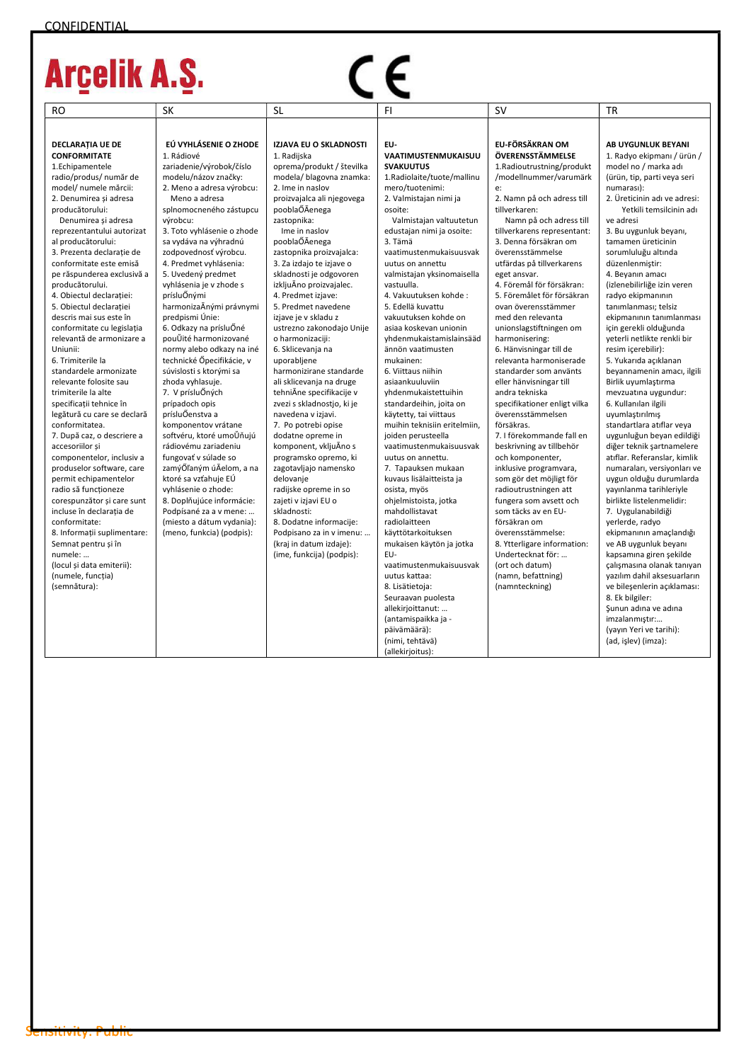CONFIDENTIAL

Arçelik A.Ş.

CE

| RO | SK | SL | FI | SV | TR |
|---|---|---|---|---|---|
| **DECLARAȚIA UE DE CONFORMITATE**<br>1.Echipamentele radio/produs/ număr de model/ numele mărcii:<br>2. Denumirea și adresa producătorului:<br>Denumirea și adresa reprezentantului autorizat al producătorului:<br>3. Prezenta declarație de conformitate este emisă pe răspunderea exclusivă a producătorului.<br>4. Obiectul declarației:<br>5. Obiectul declarației descris mai sus este în conformitate cu legislația relevantă de armonizare a Uniunii:<br>6. Trimiterile la standardele armonizate relevante folosite sau trimiterile la alte specificații tehnice în legătură cu care se declară conformitatea.<br>7. După caz, o descriere a accesoriilor și componentelor, inclusiv a produselor software, care permit echipamentelor radio să funcționeze corespunzător și care sunt incluse în declarația de conformitate:<br>8. Informații suplimentare:<br>Semnat pentru și în numele: …<br>(locul și data emiterii):<br>(numele, funcția)<br>(semnătura): | **EÚ VYHLÁSENIE O ZHODE**<br>1. Rádiové zariadenie/výrobok/číslo modelu/názov značky:<br>2. Meno a adresa výrobcu:<br>Meno a adresa splnomocneného zástupcu výrobcu:<br>3. Toto vyhlásenie o zhode sa vydáva na výhradnú zodpovednosť výrobcu.<br>4. Predmet vyhlásenia:<br>5. Uvedený predmet vyhlásenia je v zhode s prísluŐnými harmonizaĀnými právnymi predpismi Únie:<br>6. Odkazy na prísluŐné pouŰité harmonizované normy alebo odkazy na iné technické Őpecifikácie, v súvislosti s ktorými sa zhoda vyhlasuje.<br>7. V prísluŐných prípadoch opis prísluŐenstva a komponentov vrátane softvéru, ktoré umoŰňujú rádiovému zariadeniu fungovať v súlade so zamýŐľaným úĀelom, a na ktoré sa vzťahuje EÚ vyhlásenie o zhode:<br>8. Doplňujúce informácie:<br>Podpísané za a v mene: …<br>(miesto a dátum vydania):<br>(meno, funkcia) (podpis): | **IZJAVA EU O SKLADNOSTI**<br>1. Radijska oprema/produkt / številka modela/ blagovna znamka:<br>2. Ime in naslov proizvajalca ali njegovega pooblaŐĀenega zastopnika:<br>Ime in naslov pooblaŐĀenega zastopnika proizvajalca:<br>3. Za izdajo te izjave o skladnosti je odgovoren izkljuĀno proizvajalec.<br>4. Predmet izjave:<br>5. Predmet navedene izjave je v skladu z ustrezno zakonodajo Unije o harmonizaciji:<br>6. Sklicevanja na uporabljene harmonizirane standarde ali sklicevanja na druge tehniĀne specifikacije v zvezi s skladnostjo, ki je navedena v izjavi.<br>7. Po potrebi opise dodatne opreme in komponent, vkljuĀno s programsko opremo, ki zagotavljajo namensko delovanje radijske opreme in so zajeti v izjavi EU o skladnosti:<br>8. Dodatne informacije:<br>Podpisano za in v imenu: …<br>(kraj in datum izdaje):<br>(ime, funkcija) (podpis): | **EU-VAATIMUSTENMUKAISUUSVAKUUTUS**<br>1.Radiolaite/tuote/mallinumero/tuotenimi:<br>2. Valmistajan nimi ja osoite:<br>Valmistajan valtuutetun edustajan nimi ja osoite:<br>3. Tämä vaatimustenmukaisuusvakuutus on annettu valmistajan yksinomaisella vastuulla.<br>4. Vakuutuksen kohde :<br>5. Edellä kuvattu vakuutuksen kohde on asiaa koskevan unionin yhdenmukaistamislainsäädännön vaatimusten mukainen:<br>6. Viittaus niihin yhdenmukaistettuihin standardeihin, joita on käytetty, tai viittaus muihin teknisiin eritelmiin, joiden perusteella vaatimustenmukaisuusvakuutus on annettu.<br>7. Tapauksen mukaan kuvaus lisälaitteista ja osista, myös ohjelmistoista, jotka mahdollistavat radiolaitteen käyttötarkoituksen mukaisen käytön ja jotka EU-vaatimustenmukaisuusvakuutus kattaa:<br>8. Lisätietoja:<br>Seuraavan puolesta allekirjoittanut: …<br>(antamispaikka ja -päivämäärä):<br>(nimi, tehtävä)<br>(allekirjoitus): | **EU-FÖRSÄKRAN OM ÖVERENSSTÄMMELSE**<br>1.Radioutrustning/produkt /modellnummer/varumärke:<br>2. Namn på och adress till tillverkaren:<br>Namn på och adress till tillverkarens representant:<br>3. Denna försäkran om överensstämmelse utfärdas på tillverkarens eget ansvar.<br>4. Föremål för försäkran:<br>5. Föremålet för försäkran ovan överensstämmer med den relevanta unionslagstiftningen om harmonisering:<br>6. Hänvisningar till de relevanta harmoniserade standarder som använts eller hänvisningar till andra tekniska specifikationer enligt vilka överensstämmelsen försäkras.<br>7. I förekommande fall en beskrivning av tillbehör och komponenter, inklusive programvara, som gör det möjligt för radioutrustningen att fungera som avsett och som täcks av en EU-försäkran om överensstämmelse:<br>8. Ytterligare information:<br>Undertecknat för: …<br>(ort och datum)<br>(namn, befattning)<br>(namnteckning) | **AB UYGUNLUK BEYANI**<br>1. Radyo ekipmanı / ürün / model no / marka adı (ürün, tip, parti veya seri numarası):<br>2. Üreticinin adı ve adresi:<br>Yetkili temsilcinin adı ve adresi<br>3. Bu uygunluk beyanı, tamamen üreticinin sorumluluğu altında düzenlenmiştir:<br>4. Beyanın amacı (izlenebilirliğe izin veren radyo ekipmanının tanımlanması; telsiz ekipmanının tanımlanması için gerekli olduğunda yeterli netlikte renkli bir resim içerebilir):<br>5. Yukarıda açıklanan beyannamenin amacı, ilgili Birlik uyumlaştırma mevzuatına uygundur:<br>6. Kullanılan ilgili uyumlaştırılmış standartlara atıflar veya uygunluğun beyan edildiği diğer teknik şartnamelere atıflar. Referanslar, kimlik numaraları, versiyonları ve uygun olduğu durumlarda yayınlanma tarihleriyle birlikte listelenmelidir:<br>7. Uygulanabildiği yerlerde, radyo ekipmanının amaçlandığı ve AB uygunluk beyanı kapsamına giren şekilde çalışmasına olanak tanıyan yazılım dahil aksesuarların ve bileşenlerin açıklaması:<br>8. Ek bilgiler:<br>Şunun adına ve adına imzalanmıştır:…<br>(yayın Yeri ve tarihi):<br>(ad, işlev) (imza): |

Sensitivity: Public